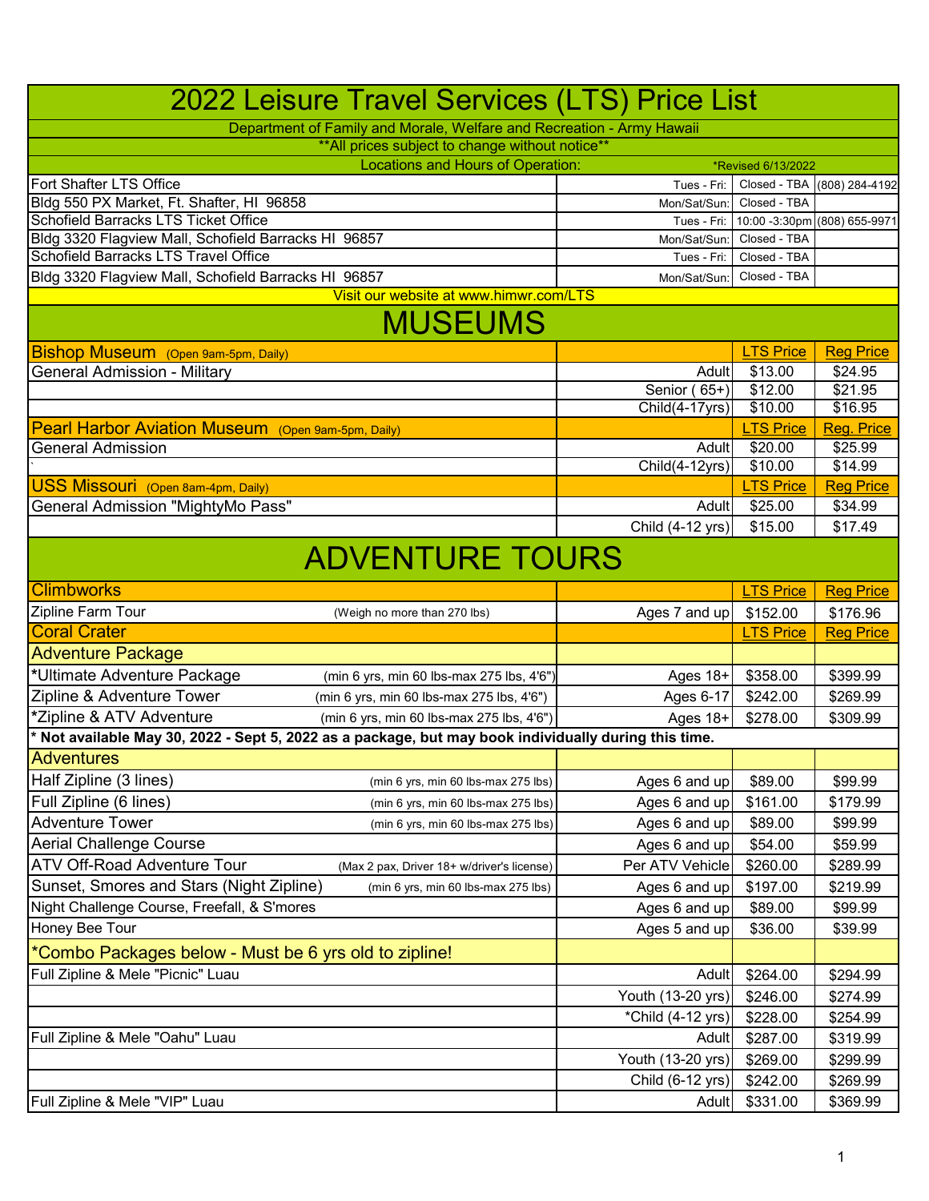# 2022 Leisure Travel Services (LTS) Price List

Department of Family and Morale, Welfare and Recreation - Army Hawaii

**All prices subject to change without notice**

Locations and Hours of Operation: *Revised 6/13/2022

| Location | Days | Hours | Phone |
|---|---|---|---|
| Fort Shafter LTS Office | Tues - Fri: | Closed - TBA | (808) 284-4192 |
| Bldg 550 PX Market, Ft. Shafter, HI 96858 | Mon/Sat/Sun: | Closed - TBA | |
| Schofield Barracks LTS Ticket Office | Tues - Fri: | 10:00 -3:30pm | (808) 655-9971 |
| Bldg 3320 Flagview Mall, Schofield Barracks HI 96857 | Mon/Sat/Sun: | Closed - TBA | |
| Schofield Barracks LTS Travel Office | Tues - Fri: | Closed - TBA | |
| Bldg 3320 Flagview Mall, Schofield Barracks HI 96857 | Mon/Sat/Sun: | Closed - TBA | |

Visit our website at www.himwr.com/LTS

## MUSEUMS

| Bishop Museum (Open 9am-5pm, Daily) | | LTS Price | Reg Price |
|---|---|---|---|
| General Admission - Military | Adult | $13.00 | $24.95 |
| | Senior ( 65+) | $12.00 | $21.95 |
| | Child(4-17yrs) | $10.00 | $16.95 |
| **Pearl Harbor Aviation Museum** (Open 9am-5pm, Daily) | | **LTS Price** | **Reg. Price** |
| General Admission | Adult | $20.00 | $25.99 |
| ` | Child(4-12yrs) | $10.00 | $14.99 |
| **USS Missouri** (Open 8am-4pm, Daily) | | **LTS Price** | **Reg Price** |
| General Admission "MightyMo Pass" | Adult | $25.00 | $34.99 |
| | Child (4-12 yrs) | $15.00 | $17.49 |

## ADVENTURE TOURS

| Climbworks | | LTS Price | Reg Price |
|---|---|---|---|
| Zipline Farm Tour (Weigh no more than 270 lbs) | Ages 7 and up | $152.00 | $176.96 |
| **Coral Crater** | | **LTS Price** | **Reg Price** |
| **Adventure Package** | | | |
| *Ultimate Adventure Package (min 6 yrs, min 60 lbs-max 275 lbs, 4'6") | Ages 18+ | $358.00 | $399.99 |
| Zipline & Adventure Tower (min 6 yrs, min 60 lbs-max 275 lbs, 4'6") | Ages 6-17 | $242.00 | $269.99 |
| *Zipline & ATV Adventure (min 6 yrs, min 60 lbs-max 275 lbs, 4'6") | Ages 18+ | $278.00 | $309.99 |
| **\* Not available May 30, 2022 - Sept 5, 2022 as a package, but may book individually during this time.** | | | |
| **Adventures** | | | |
| Half Zipline (3 lines) (min 6 yrs, min 60 lbs-max 275 lbs) | Ages 6 and up | $89.00 | $99.99 |
| Full Zipline (6 lines) (min 6 yrs, min 60 lbs-max 275 lbs) | Ages 6 and up | $161.00 | $179.99 |
| Adventure Tower (min 6 yrs, min 60 lbs-max 275 lbs) | Ages 6 and up | $89.00 | $99.99 |
| Aerial Challenge Course | Ages 6 and up | $54.00 | $59.99 |
| ATV Off-Road Adventure Tour (Max 2 pax, Driver 18+ w/driver's license) | Per ATV Vehicle | $260.00 | $289.99 |
| Sunset, Smores and Stars (Night Zipline) (min 6 yrs, min 60 lbs-max 275 lbs) | Ages 6 and up | $197.00 | $219.99 |
| Night Challenge Course, Freefall, & S'mores | Ages 6 and up | $89.00 | $99.99 |
| Honey Bee Tour | Ages 5 and up | $36.00 | $39.99 |
| **\*Combo Packages below - Must be 6 yrs old to zipline!** | | | |
| Full Zipline & Mele "Picnic" Luau | Adult | $264.00 | $294.99 |
| | Youth (13-20 yrs) | $246.00 | $274.99 |
| | *Child (4-12 yrs) | $228.00 | $254.99 |
| Full Zipline & Mele "Oahu" Luau | Adult | $287.00 | $319.99 |
| | Youth (13-20 yrs) | $269.00 | $299.99 |
| | Child (6-12 yrs) | $242.00 | $269.99 |
| Full Zipline & Mele "VIP" Luau | Adult | $331.00 | $369.99 |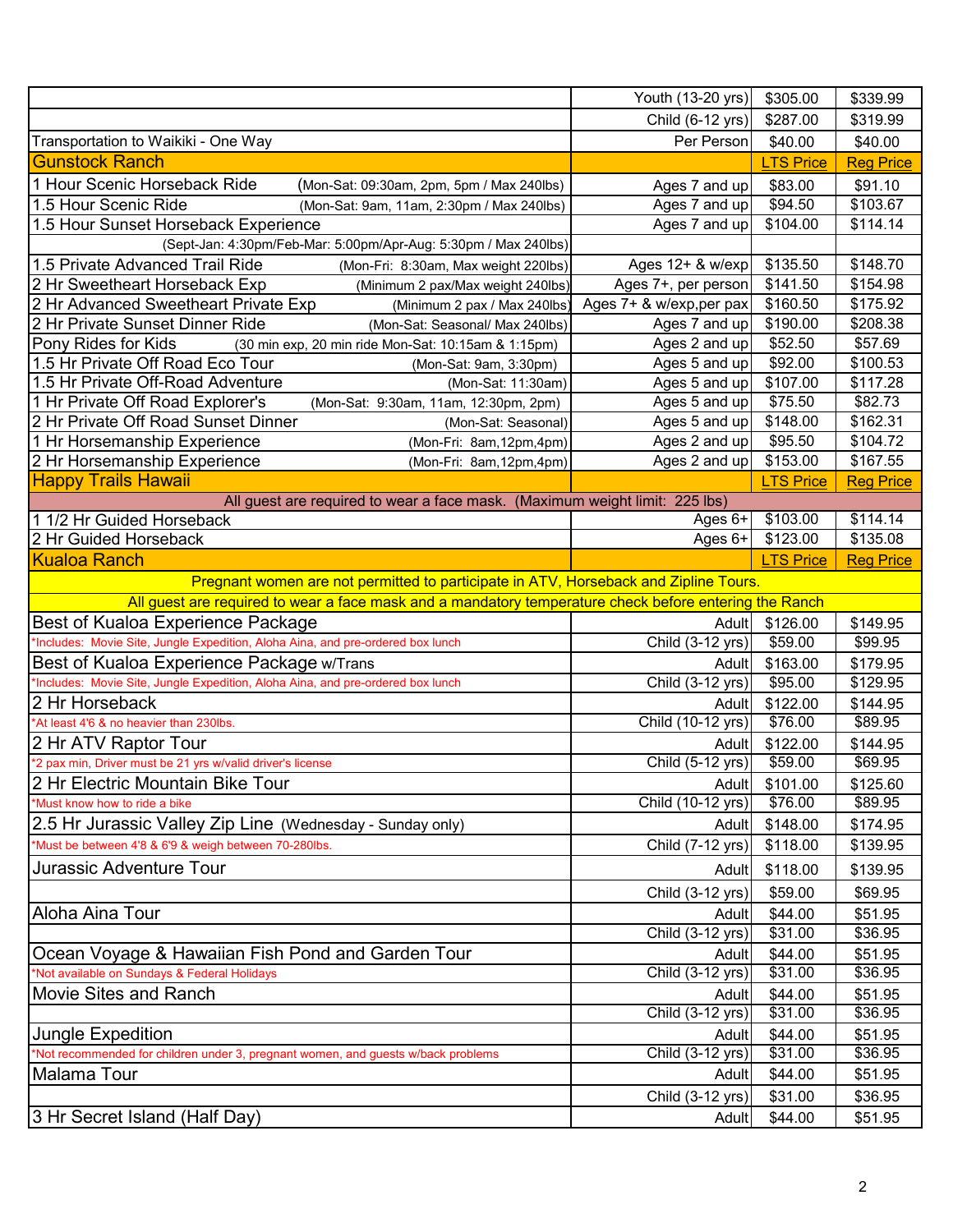| | | | |
|---|---|---|---|
| | Youth (13-20 yrs) | $305.00 | $339.99 |
| | Child (6-12 yrs) | $287.00 | $319.99 |
| Transportation to Waikiki - One Way | Per Person | $40.00 | $40.00 |
| **Gunstock Ranch** | | LTS Price | Reg Price |
| 1 Hour Scenic Horseback Ride (Mon-Sat: 09:30am, 2pm, 5pm / Max 240lbs) | Ages 7 and up | $83.00 | $91.10 |
| 1.5 Hour Scenic Ride (Mon-Sat: 9am, 11am, 2:30pm / Max 240lbs) | Ages 7 and up | $94.50 | $103.67 |
| 1.5 Hour Sunset Horseback Experience | Ages 7 and up | $104.00 | $114.14 |
| (Sept-Jan: 4:30pm/Feb-Mar: 5:00pm/Apr-Aug: 5:30pm / Max 240lbs) | | | |
| 1.5 Private Advanced Trail Ride (Mon-Fri: 8:30am, Max weight 220lbs) | Ages 12+ & w/exp | $135.50 | $148.70 |
| 2 Hr Sweetheart Horseback Exp (Minimum 2 pax/Max weight 240lbs) | Ages 7+, per person | $141.50 | $154.98 |
| 2 Hr Advanced Sweetheart Private Exp (Minimum 2 pax / Max 240lbs) | Ages 7+ & w/exp,per pax | $160.50 | $175.92 |
| 2 Hr Private Sunset Dinner Ride (Mon-Sat: Seasonal/ Max 240lbs) | Ages 7 and up | $190.00 | $208.38 |
| Pony Rides for Kids (30 min exp, 20 min ride Mon-Sat: 10:15am & 1:15pm) | Ages 2 and up | $52.50 | $57.69 |
| 1.5 Hr Private Off Road Eco Tour (Mon-Sat: 9am, 3:30pm) | Ages 5 and up | $92.00 | $100.53 |
| 1.5 Hr Private Off-Road Adventure (Mon-Sat: 11:30am) | Ages 5 and up | $107.00 | $117.28 |
| 1 Hr Private Off Road Explorer's (Mon-Sat: 9:30am, 11am, 12:30pm, 2pm) | Ages 5 and up | $75.50 | $82.73 |
| 2 Hr Private Off Road Sunset Dinner (Mon-Sat: Seasonal) | Ages 5 and up | $148.00 | $162.31 |
| 1 Hr Horsemanship Experience (Mon-Fri: 8am,12pm,4pm) | Ages 2 and up | $95.50 | $104.72 |
| 2 Hr Horsemanship Experience (Mon-Fri: 8am,12pm,4pm) | Ages 2 and up | $153.00 | $167.55 |
| **Happy Trails Hawaii** | | LTS Price | Reg Price |
| All guest are required to wear a face mask. (Maximum weight limit: 225 lbs) | | | |
| 1 1/2 Hr Guided Horseback | Ages 6+ | $103.00 | $114.14 |
| 2 Hr Guided Horseback | Ages 6+ | $123.00 | $135.08 |
| **Kualoa Ranch** | | LTS Price | Reg Price |
| Pregnant women are not permitted to participate in ATV, Horseback and Zipline Tours. | | | |
| All guest are required to wear a face mask and a mandatory temperature check before entering the Ranch | | | |
| Best of Kualoa Experience Package | Adult | $126.00 | $149.95 |
| *Includes: Movie Site, Jungle Expedition, Aloha Aina, and pre-ordered box lunch | Child (3-12 yrs) | $59.00 | $99.95 |
| Best of Kualoa Experience Package w/Trans | Adult | $163.00 | $179.95 |
| *Includes: Movie Site, Jungle Expedition, Aloha Aina, and pre-ordered box lunch | Child (3-12 yrs) | $95.00 | $129.95 |
| 2 Hr Horseback | Adult | $122.00 | $144.95 |
| *At least 4'6 & no heavier than 230lbs. | Child (10-12 yrs) | $76.00 | $89.95 |
| 2 Hr ATV Raptor Tour | Adult | $122.00 | $144.95 |
| *2 pax min, Driver must be 21 yrs w/valid driver's license | Child (5-12 yrs) | $59.00 | $69.95 |
| 2 Hr Electric Mountain Bike Tour | Adult | $101.00 | $125.60 |
| *Must know how to ride a bike | Child (10-12 yrs) | $76.00 | $89.95 |
| 2.5 Hr Jurassic Valley Zip Line (Wednesday - Sunday only) | Adult | $148.00 | $174.95 |
| *Must be between 4'8 & 6'9 & weigh between 70-280lbs. | Child (7-12 yrs) | $118.00 | $139.95 |
| Jurassic Adventure Tour | Adult | $118.00 | $139.95 |
| | Child (3-12 yrs) | $59.00 | $69.95 |
| Aloha Aina Tour | Adult | $44.00 | $51.95 |
| | Child (3-12 yrs) | $31.00 | $36.95 |
| Ocean Voyage & Hawaiian Fish Pond and Garden Tour | Adult | $44.00 | $51.95 |
| *Not available on Sundays & Federal Holidays | Child (3-12 yrs) | $31.00 | $36.95 |
| Movie Sites and Ranch | Adult | $44.00 | $51.95 |
| | Child (3-12 yrs) | $31.00 | $36.95 |
| Jungle Expedition | Adult | $44.00 | $51.95 |
| *Not recommended for children under 3, pregnant women, and guests w/back problems | Child (3-12 yrs) | $31.00 | $36.95 |
| Malama Tour | Adult | $44.00 | $51.95 |
| | Child (3-12 yrs) | $31.00 | $36.95 |
| 3 Hr Secret Island (Half Day) | Adult | $44.00 | $51.95 |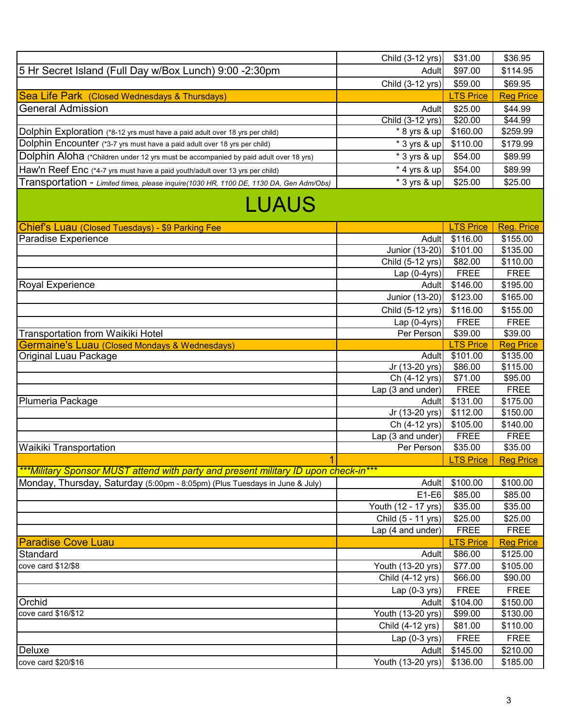| | | | |
|---|---|---|---|
| | Child (3-12 yrs) | $31.00 | $36.95 |
| 5 Hr Secret Island (Full Day w/Box Lunch) 9:00 -2:30pm | Adult | $97.00 | $114.95 |
| | Child (3-12 yrs) | $59.00 | $69.95 |
| **Sea Life Park** (Closed Wednesdays & Thursdays) | | LTS Price | Reg Price |
| General Admission | Adult | $25.00 | $44.99 |
| | Child (3-12 yrs) | $20.00 | $44.99 |
| Dolphin Exploration (*8-12 yrs must have a paid adult over 18 yrs per child) | * 8 yrs & up | $160.00 | $259.99 |
| Dolphin Encounter (*3-7 yrs must have a paid adult over 18 yrs per child) | * 3 yrs & up | $110.00 | $179.99 |
| Dolphin Aloha (*Children under 12 yrs must be accompanied by paid adult over 18 yrs) | * 3 yrs & up | $54.00 | $89.99 |
| Haw'n Reef Enc (*4-7 yrs must have a paid youth/adult over 13 yrs per child) | * 4 yrs & up | $54.00 | $89.99 |
| Transportation - *Limited times, please inquire(1030 HR, 1100 DE, 1130 DA, Gen Adm/Obs)* | * 3 yrs & up | $25.00 | $25.00 |

# LUAUS

| | | | |
|---|---|---|---|
| **Chief's Luau** (Closed Tuesdays) - $9 Parking Fee | | LTS Price | Reg. Price |
| Paradise Experience | Adult | $116.00 | $155.00 |
| | Junior (13-20) | $101.00 | $135.00 |
| | Child (5-12 yrs) | $82.00 | $110.00 |
| | Lap (0-4yrs) | FREE | FREE |
| Royal Experience | Adult | $146.00 | $195.00 |
| | Junior (13-20) | $123.00 | $165.00 |
| | Child (5-12 yrs) | $116.00 | $155.00 |
| | Lap (0-4yrs) | FREE | FREE |
| Transportation from Waikiki Hotel | Per Person | $39.00 | $39.00 |
| **Germaine's Luau** (Closed Mondays & Wednesdays) | | LTS Price | Reg Price |
| Original Luau Package | Adult | $101.00 | $135.00 |
| | Jr (13-20 yrs) | $86.00 | $115.00 |
| | Ch (4-12 yrs) | $71.00 | $95.00 |
| | Lap (3 and under) | FREE | FREE |
| Plumeria Package | Adult | $131.00 | $175.00 |
| | Jr (13-20 yrs) | $112.00 | $150.00 |
| | Ch (4-12 yrs) | $105.00 | $140.00 |
| | Lap (3 and under) | FREE | FREE |
| Waikiki Transportation | Per Person | $35.00 | $35.00 |
| 1 | | LTS Price | Reg Price |
| ****Military Sponsor MUST attend with party and present military ID upon check-in**** | | | |
| Monday, Thursday, Saturday (5:00pm - 8:05pm) (Plus Tuesdays in June & July) | Adult | $100.00 | $100.00 |
| | E1-E6 | $85.00 | $85.00 |
| | Youth (12 - 17 yrs) | $35.00 | $35.00 |
| | Child (5 - 11 yrs) | $25.00 | $25.00 |
| | Lap (4 and under) | FREE | FREE |
| **Paradise Cove Luau** | | LTS Price | Reg Price |
| Standard | Adult | $86.00 | $125.00 |
| cove card $12/$8 | Youth (13-20 yrs) | $77.00 | $105.00 |
| | Child (4-12 yrs) | $66.00 | $90.00 |
| | Lap (0-3 yrs) | FREE | FREE |
| Orchid | Adult | $104.00 | $150.00 |
| cove card $16/$12 | Youth (13-20 yrs) | $99.00 | $130.00 |
| | Child (4-12 yrs) | $81.00 | $110.00 |
| | Lap (0-3 yrs) | FREE | FREE |
| Deluxe | Adult | $145.00 | $210.00 |
| cove card $20/$16 | Youth (13-20 yrs) | $136.00 | $185.00 |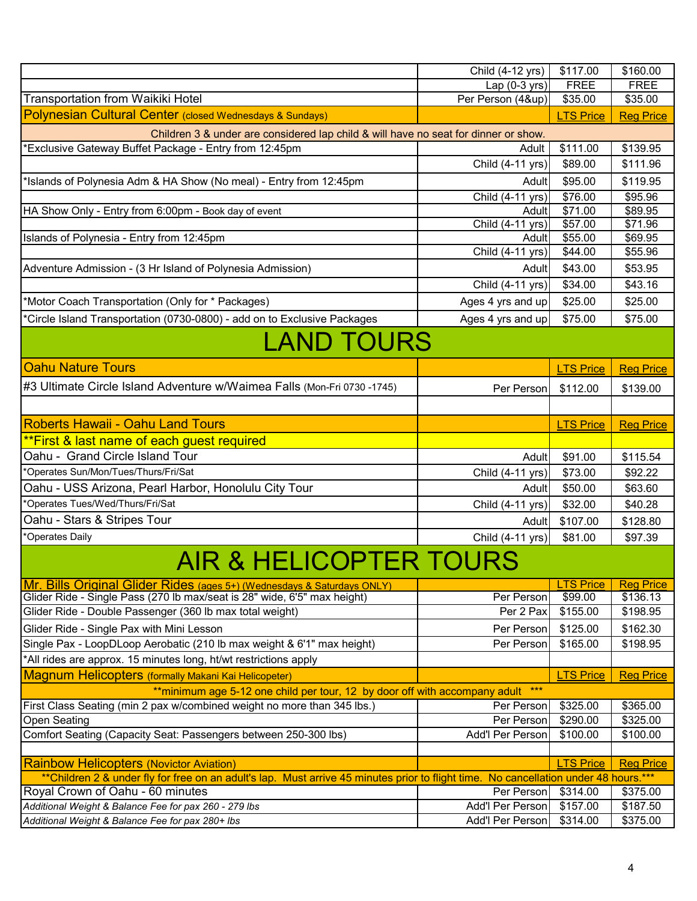| | | | |
|---|---|---|---|
| | Child (4-12 yrs) | $117.00 | $160.00 |
| | Lap (0-3 yrs) | FREE | FREE |
| Transportation from Waikiki Hotel | Per Person (4&up) | $35.00 | $35.00 |
| **Polynesian Cultural Center** (closed Wednesdays & Sundays) | | LTS Price | Reg Price |
| Children 3 & under are considered lap child & will have no seat for dinner or show. | | | |
| *Exclusive Gateway Buffet Package - Entry from 12:45pm | Adult | $111.00 | $139.95 |
| | Child (4-11 yrs) | $89.00 | $111.96 |
| *Islands of Polynesia Adm & HA Show (No meal) - Entry from 12:45pm | Adult | $95.00 | $119.95 |
| | Child (4-11 yrs) | $76.00 | $95.96 |
| HA Show Only - Entry from 6:00pm - Book day of event | Adult | $71.00 | $89.95 |
| | Child (4-11 yrs) | $57.00 | $71.96 |
| Islands of Polynesia - Entry from 12:45pm | Adult | $55.00 | $69.95 |
| | Child (4-11 yrs) | $44.00 | $55.96 |
| Adventure Admission - (3 Hr Island of Polynesia Admission) | Adult | $43.00 | $53.95 |
| | Child (4-11 yrs) | $34.00 | $43.16 |
| *Motor Coach Transportation (Only for * Packages) | Ages 4 yrs and up | $25.00 | $25.00 |
| *Circle Island Transportation (0730-0800) - add on to Exclusive Packages | Ages 4 yrs and up | $75.00 | $75.00 |

# LAND TOURS

| | | | |
|---|---|---|---|
| **Oahu Nature Tours** | | LTS Price | Reg Price |
| #3 Ultimate Circle Island Adventure w/Waimea Falls (Mon-Fri 0730 -1745) | Per Person | $112.00 | $139.00 |
| | | | |
| **Roberts Hawaii - Oahu Land Tours** | | LTS Price | Reg Price |
| **First & last name of each guest required | | | |
| Oahu - Grand Circle Island Tour | Adult | $91.00 | $115.54 |
| *Operates Sun/Mon/Tues/Thurs/Fri/Sat | Child (4-11 yrs) | $73.00 | $92.22 |
| Oahu - USS Arizona, Pearl Harbor, Honolulu City Tour | Adult | $50.00 | $63.60 |
| *Operates Tues/Wed/Thurs/Fri/Sat | Child (4-11 yrs) | $32.00 | $40.28 |
| Oahu - Stars & Stripes Tour | Adult | $107.00 | $128.80 |
| *Operates Daily | Child (4-11 yrs) | $81.00 | $97.39 |

# AIR & HELICOPTER TOURS

| | | | |
|---|---|---|---|
| **Mr. Bills Original Glider Rides** (ages 5+) (Wednesdays & Saturdays ONLY) | | LTS Price | Reg Price |
| Glider Ride - Single Pass (270 lb max/seat is 28" wide, 6'5" max height) | Per Person | $99.00 | $136.13 |
| Glider Ride - Double Passenger (360 lb max total weight) | Per 2 Pax | $155.00 | $198.95 |
| Glider Ride - Single Pax with Mini Lesson | Per Person | $125.00 | $162.30 |
| Single Pax - LoopDLoop Aerobatic (210 lb max weight & 6'1" max height) | Per Person | $165.00 | $198.95 |
| *All rides are approx. 15 minutes long, ht/wt restrictions apply | | | |
| **Magnum Helicopters** (formally Makani Kai Helicopeter) | | LTS Price | Reg Price |
| **minimum age 5-12 one child per tour, 12 by door off with accompany adult *** | | | |
| First Class Seating (min 2 pax w/combined weight no more than 345 lbs.) | Per Person | $325.00 | $365.00 |
| Open Seating | Per Person | $290.00 | $325.00 |
| Comfort Seating (Capacity Seat: Passengers between 250-300 lbs) | Add'l Per Person | $100.00 | $100.00 |
| | | | |
| **Rainbow Helicopters** (Novictor Aviation) | | LTS Price | Reg Price |
| **Children 2 & under fly for free on an adult's lap. Must arrive 45 minutes prior to flight time. No cancellation under 48 hours.*** | | | |
| Royal Crown of Oahu - 60 minutes | Per Person | $314.00 | $375.00 |
| *Additional Weight & Balance Fee for pax 260 - 279 lbs* | Add'l Per Person | $157.00 | $187.50 |
| *Additional Weight & Balance Fee for pax 280+ lbs* | Add'l Per Person | $314.00 | $375.00 |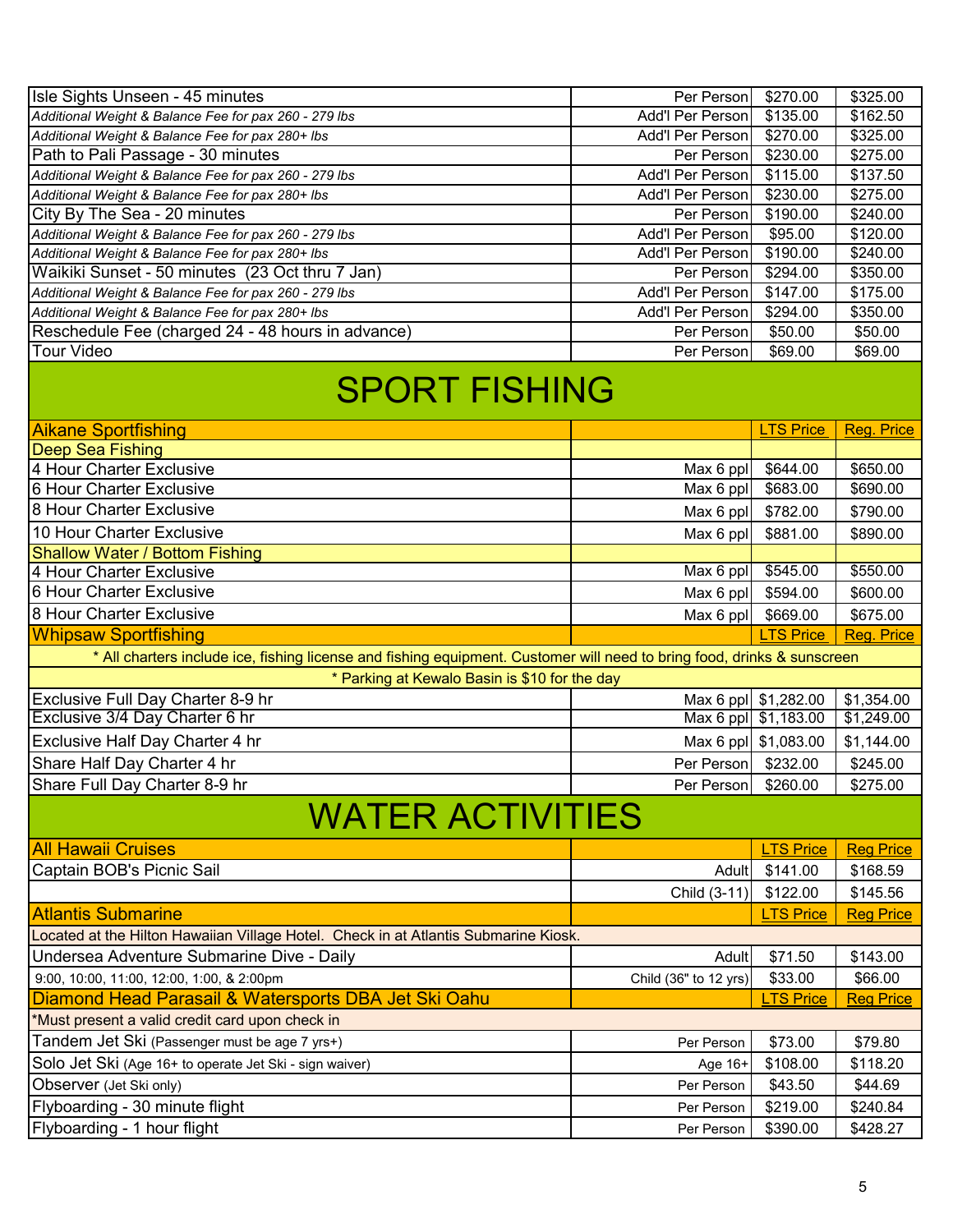| | | | |
|---|---|---|---|
| Isle Sights Unseen - 45 minutes | Per Person | $270.00 | $325.00 |
| *Additional Weight & Balance Fee for pax 260 - 279 lbs* | Add'l Per Person | $135.00 | $162.50 |
| *Additional Weight & Balance Fee for pax 280+ lbs* | Add'l Per Person | $270.00 | $325.00 |
| Path to Pali Passage - 30 minutes | Per Person | $230.00 | $275.00 |
| *Additional Weight & Balance Fee for pax 260 - 279 lbs* | Add'l Per Person | $115.00 | $137.50 |
| *Additional Weight & Balance Fee for pax 280+ lbs* | Add'l Per Person | $230.00 | $275.00 |
| City By The Sea - 20 minutes | Per Person | $190.00 | $240.00 |
| *Additional Weight & Balance Fee for pax 260 - 279 lbs* | Add'l Per Person | $95.00 | $120.00 |
| *Additional Weight & Balance Fee for pax 280+ lbs* | Add'l Per Person | $190.00 | $240.00 |
| Waikiki Sunset - 50 minutes (23 Oct thru 7 Jan) | Per Person | $294.00 | $350.00 |
| *Additional Weight & Balance Fee for pax 260 - 279 lbs* | Add'l Per Person | $147.00 | $175.00 |
| *Additional Weight & Balance Fee for pax 280+ lbs* | Add'l Per Person | $294.00 | $350.00 |
| Reschedule Fee (charged 24 - 48 hours in advance) | Per Person | $50.00 | $50.00 |
| Tour Video | Per Person | $69.00 | $69.00 |

# SPORT FISHING

| Aikane Sportfishing | | LTS Price | Reg. Price |
|---|---|---|---|
| Deep Sea Fishing | | | |
| 4 Hour Charter Exclusive | Max 6 ppl | $644.00 | $650.00 |
| 6 Hour Charter Exclusive | Max 6 ppl | $683.00 | $690.00 |
| 8 Hour Charter Exclusive | Max 6 ppl | $782.00 | $790.00 |
| 10 Hour Charter Exclusive | Max 6 ppl | $881.00 | $890.00 |
| Shallow Water / Bottom Fishing | | | |
| 4 Hour Charter Exclusive | Max 6 ppl | $545.00 | $550.00 |
| 6 Hour Charter Exclusive | Max 6 ppl | $594.00 | $600.00 |
| 8 Hour Charter Exclusive | Max 6 ppl | $669.00 | $675.00 |

| Whipsaw Sportfishing | | LTS Price | Reg. Price |
|---|---|---|---|
| * All charters include ice, fishing license and fishing equipment. Customer will need to bring food, drinks & sunscreen | | | |
| * Parking at Kewalo Basin is $10 for the day | | | |
| Exclusive Full Day Charter 8-9 hr | Max 6 ppl | $1,282.00 | $1,354.00 |
| Exclusive 3/4 Day Charter 6 hr | Max 6 ppl | $1,183.00 | $1,249.00 |
| Exclusive Half Day Charter 4 hr | Max 6 ppl | $1,083.00 | $1,144.00 |
| Share Half Day Charter 4 hr | Per Person | $232.00 | $245.00 |
| Share Full Day Charter 8-9 hr | Per Person | $260.00 | $275.00 |

# WATER ACTIVITIES

| All Hawaii Cruises | | LTS Price | Reg Price |
|---|---|---|---|
| Captain BOB's Picnic Sail | Adult | $141.00 | $168.59 |
| | Child (3-11) | $122.00 | $145.56 |

| Atlantis Submarine | | LTS Price | Reg Price |
|---|---|---|---|
| Located at the Hilton Hawaiian Village Hotel. Check in at Atlantis Submarine Kiosk. | | | |
| Undersea Adventure Submarine Dive - Daily | Adult | $71.50 | $143.00 |
| 9:00, 10:00, 11:00, 12:00, 1:00, & 2:00pm | Child (36" to 12 yrs) | $33.00 | $66.00 |

| Diamond Head Parasail & Watersports DBA Jet Ski Oahu | | LTS Price | Reg Price |
|---|---|---|---|
| *Must present a valid credit card upon check in | | | |
| Tandem Jet Ski (Passenger must be age 7 yrs+) | Per Person | $73.00 | $79.80 |
| Solo Jet Ski (Age 16+ to operate Jet Ski - sign waiver) | Age 16+ | $108.00 | $118.20 |
| Observer (Jet Ski only) | Per Person | $43.50 | $44.69 |
| Flyboarding - 30 minute flight | Per Person | $219.00 | $240.84 |
| Flyboarding - 1 hour flight | Per Person | $390.00 | $428.27 |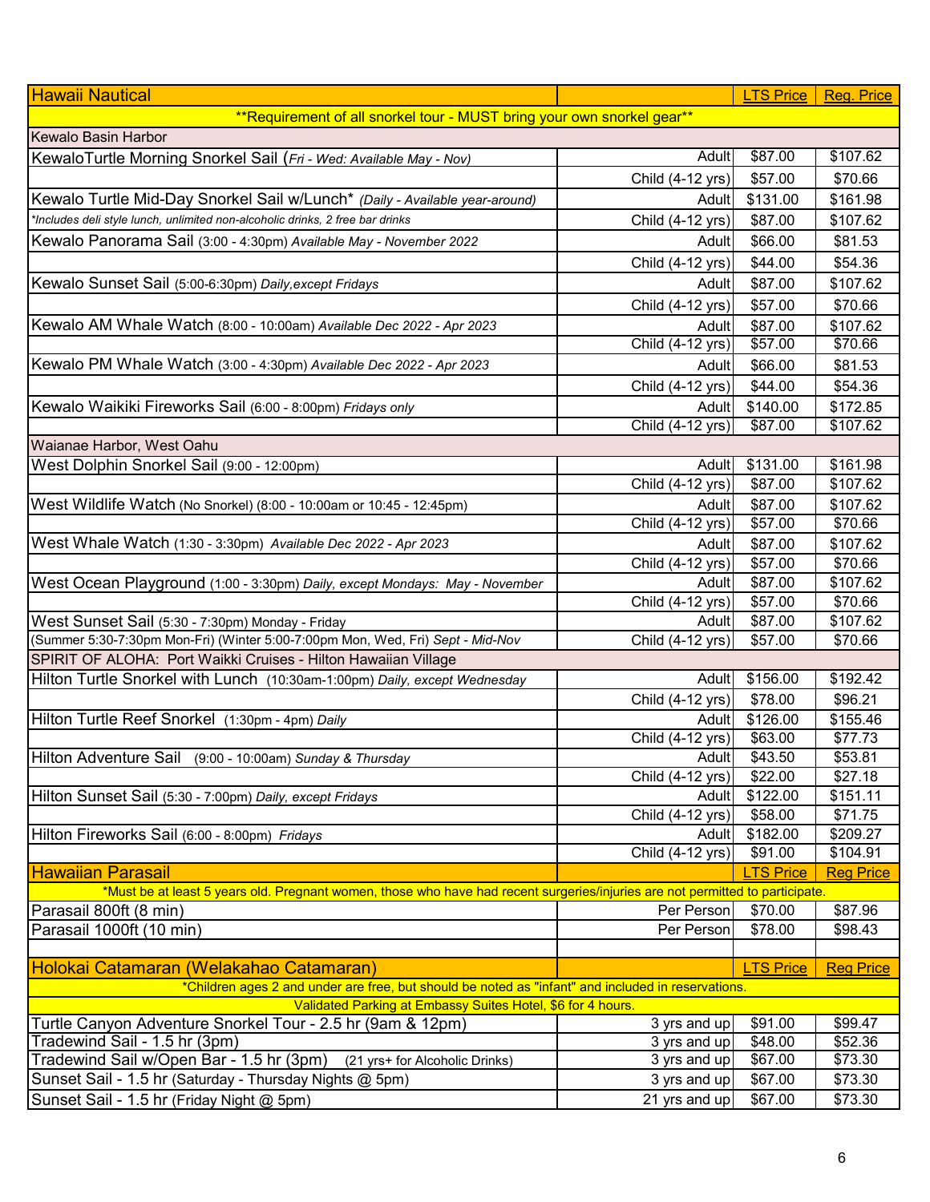| Hawaii Nautical | | LTS Price | Reg. Price |
|---|---|---|---|
| **Requirement of all snorkel tour - MUST bring your own snorkel gear** | | | |
| Kewalo Basin Harbor | | | |
| KewaloTurtle Morning Snorkel Sail (*Fri - Wed: Available May - Nov*) | Adult | $87.00 | $107.62 |
| | Child (4-12 yrs) | $57.00 | $70.66 |
| Kewalo Turtle Mid-Day Snorkel Sail w/Lunch* (*Daily - Available year-around*) | Adult | $131.00 | $161.98 |
| *\*Includes deli style lunch, unlimited non-alcoholic drinks, 2 free bar drinks* | Child (4-12 yrs) | $87.00 | $107.62 |
| Kewalo Panorama Sail (3:00 - 4:30pm) *Available May - November 2022* | Adult | $66.00 | $81.53 |
| | Child (4-12 yrs) | $44.00 | $54.36 |
| Kewalo Sunset Sail (5:00-6:30pm) *Daily,except Fridays* | Adult | $87.00 | $107.62 |
| | Child (4-12 yrs) | $57.00 | $70.66 |
| Kewalo AM Whale Watch (8:00 - 10:00am) *Available Dec 2022 - Apr 2023* | Adult | $87.00 | $107.62 |
| | Child (4-12 yrs) | $57.00 | $70.66 |
| Kewalo PM Whale Watch (3:00 - 4:30pm) *Available Dec 2022 - Apr 2023* | Adult | $66.00 | $81.53 |
| | Child (4-12 yrs) | $44.00 | $54.36 |
| Kewalo Waikiki Fireworks Sail (6:00 - 8:00pm) *Fridays only* | Adult | $140.00 | $172.85 |
| | Child (4-12 yrs) | $87.00 | $107.62 |
| Waianae Harbor, West Oahu | | | |
| West Dolphin Snorkel Sail (9:00 - 12:00pm) | Adult | $131.00 | $161.98 |
| | Child (4-12 yrs) | $87.00 | $107.62 |
| West Wildlife Watch (No Snorkel) (8:00 - 10:00am or 10:45 - 12:45pm) | Adult | $87.00 | $107.62 |
| | Child (4-12 yrs) | $57.00 | $70.66 |
| West Whale Watch (1:30 - 3:30pm) *Available Dec 2022 - Apr 2023* | Adult | $87.00 | $107.62 |
| | Child (4-12 yrs) | $57.00 | $70.66 |
| West Ocean Playground (1:00 - 3:30pm) *Daily, except Mondays: May - November* | Adult | $87.00 | $107.62 |
| | Child (4-12 yrs) | $57.00 | $70.66 |
| West Sunset Sail (5:30 - 7:30pm) Monday - Friday | Adult | $87.00 | $107.62 |
| (Summer 5:30-7:30pm Mon-Fri) (Winter 5:00-7:00pm Mon, Wed, Fri) *Sept - Mid-Nov* | Child (4-12 yrs) | $57.00 | $70.66 |
| SPIRIT OF ALOHA: Port Waikki Cruises - Hilton Hawaiian Village | | | |
| Hilton Turtle Snorkel with Lunch (10:30am-1:00pm) *Daily, except Wednesday* | Adult | $156.00 | $192.42 |
| | Child (4-12 yrs) | $78.00 | $96.21 |
| Hilton Turtle Reef Snorkel (1:30pm - 4pm) *Daily* | Adult | $126.00 | $155.46 |
| | Child (4-12 yrs) | $63.00 | $77.73 |
| Hilton Adventure Sail (9:00 - 10:00am) *Sunday & Thursday* | Adult | $43.50 | $53.81 |
| | Child (4-12 yrs) | $22.00 | $27.18 |
| Hilton Sunset Sail (5:30 - 7:00pm) *Daily, except Fridays* | Adult | $122.00 | $151.11 |
| | Child (4-12 yrs) | $58.00 | $71.75 |
| Hilton Fireworks Sail (6:00 - 8:00pm) *Fridays* | Adult | $182.00 | $209.27 |
| | Child (4-12 yrs) | $91.00 | $104.91 |

| Hawaiian Parasail | | LTS Price | Reg Price |
|---|---|---|---|
| *Must be at least 5 years old. Pregnant women, those who have had recent surgeries/injuries are not permitted to participate. | | | |
| Parasail 800ft (8 min) | Per Person | $70.00 | $87.96 |
| Parasail 1000ft (10 min) | Per Person | $78.00 | $98.43 |

| Holokai Catamaran (Welakahao Catamaran) | | LTS Price | Reg Price |
|---|---|---|---|
| *Children ages 2 and under are free, but should be noted as "infant" and included in reservations. | | | |
| Validated Parking at Embassy Suites Hotel, $6 for 4 hours. | | | |
| Turtle Canyon Adventure Snorkel Tour - 2.5 hr (9am & 12pm) | 3 yrs and up | $91.00 | $99.47 |
| Tradewind Sail - 1.5 hr (3pm) | 3 yrs and up | $48.00 | $52.36 |
| Tradewind Sail w/Open Bar - 1.5 hr (3pm) (21 yrs+ for Alcoholic Drinks) | 3 yrs and up | $67.00 | $73.30 |
| Sunset Sail - 1.5 hr (Saturday - Thursday Nights @ 5pm) | 3 yrs and up | $67.00 | $73.30 |
| Sunset Sail - 1.5 hr (Friday Night @ 5pm) | 21 yrs and up | $67.00 | $73.30 |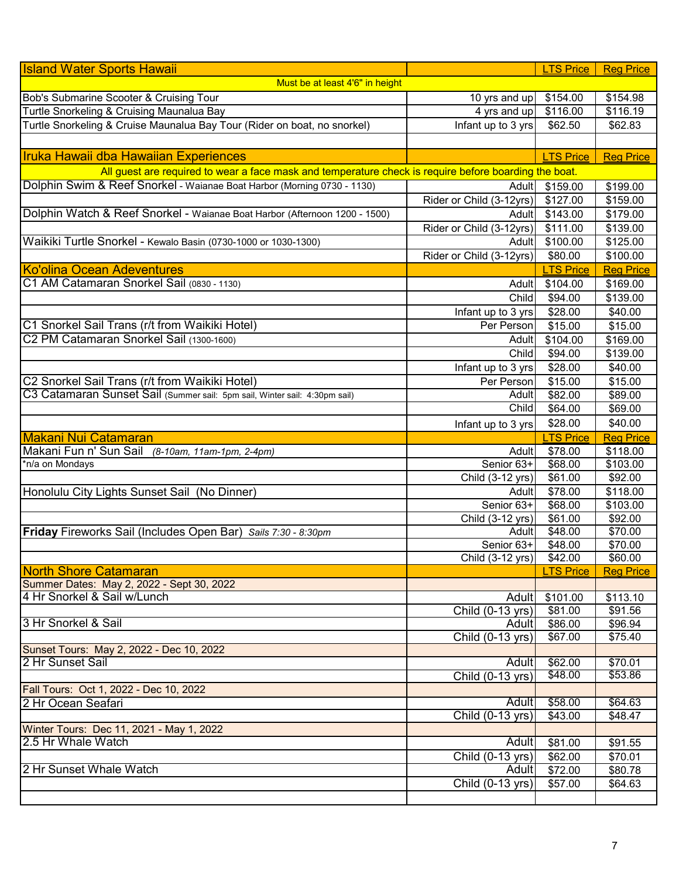| Island Water Sports Hawaii | | LTS Price | Reg Price |
|---|---|---|---|
| Must be at least 4'6" in height | | | |
| Bob's Submarine Scooter & Cruising Tour | 10 yrs and up | $154.00 | $154.98 |
| Turtle Snorkeling & Cruising Maunalua Bay | 4 yrs and up | $116.00 | $116.19 |
| Turtle Snorkeling & Cruise Maunalua Bay Tour (Rider on boat, no snorkel) | Infant up to 3 yrs | $62.50 | $62.83 |
| | | | |
| **Iruka Hawaii dba Hawaiian Experiences** | | LTS Price | Reg Price |
| All guest are required to wear a face mask and temperature check is require before boarding the boat. | | | |
| Dolphin Swim & Reef Snorkel - Waianae Boat Harbor (Morning 0730 - 1130) | Adult | $159.00 | $199.00 |
| | Rider or Child (3-12yrs) | $127.00 | $159.00 |
| Dolphin Watch & Reef Snorkel - Waianae Boat Harbor (Afternoon 1200 - 1500) | Adult | $143.00 | $179.00 |
| | Rider or Child (3-12yrs) | $111.00 | $139.00 |
| Waikiki Turtle Snorkel - Kewalo Basin (0730-1000 or 1030-1300) | Adult | $100.00 | $125.00 |
| | Rider or Child (3-12yrs) | $80.00 | $100.00 |
| **Ko'olina Ocean Adeventures** | | LTS Price | Reg Price |
| C1 AM Catamaran Snorkel Sail (0830 - 1130) | Adult | $104.00 | $169.00 |
| | Child | $94.00 | $139.00 |
| | Infant up to 3 yrs | $28.00 | $40.00 |
| C1 Snorkel Sail Trans (r/t from Waikiki Hotel) | Per Person | $15.00 | $15.00 |
| C2 PM Catamaran Snorkel Sail (1300-1600) | Adult | $104.00 | $169.00 |
| | Child | $94.00 | $139.00 |
| | Infant up to 3 yrs | $28.00 | $40.00 |
| C2 Snorkel Sail Trans (r/t from Waikiki Hotel) | Per Person | $15.00 | $15.00 |
| C3 Catamaran Sunset Sail (Summer sail: 5pm sail, Winter sail: 4:30pm sail) | Adult | $82.00 | $89.00 |
| | Child | $64.00 | $69.00 |
| | Infant up to 3 yrs | $28.00 | $40.00 |
| **Makani Nui Catamaran** | | LTS Price | Reg Price |
| Makani Fun n' Sun Sail *(8-10am, 11am-1pm, 2-4pm)* | Adult | $78.00 | $118.00 |
| *n/a on Mondays | Senior 63+ | $68.00 | $103.00 |
| | Child (3-12 yrs) | $61.00 | $92.00 |
| Honolulu City Lights Sunset Sail (No Dinner) | Adult | $78.00 | $118.00 |
| | Senior 63+ | $68.00 | $103.00 |
| | Child (3-12 yrs) | $61.00 | $92.00 |
| **Friday** Fireworks Sail (Includes Open Bar) *Sails 7:30 - 8:30pm* | Adult | $48.00 | $70.00 |
| | Senior 63+ | $48.00 | $70.00 |
| | Child (3-12 yrs) | $42.00 | $60.00 |
| **North Shore Catamaran** | | LTS Price | Reg Price |
| Summer Dates: May 2, 2022 - Sept 30, 2022 | | | |
| 4 Hr Snorkel & Sail w/Lunch | Adult | $101.00 | $113.10 |
| | Child (0-13 yrs) | $81.00 | $91.56 |
| 3 Hr Snorkel & Sail | Adult | $86.00 | $96.94 |
| | Child (0-13 yrs) | $67.00 | $75.40 |
| Sunset Tours: May 2, 2022 - Dec 10, 2022 | | | |
| 2 Hr Sunset Sail | Adult | $62.00 | $70.01 |
| | Child (0-13 yrs) | $48.00 | $53.86 |
| Fall Tours: Oct 1, 2022 - Dec 10, 2022 | | | |
| 2 Hr Ocean Seafari | Adult | $58.00 | $64.63 |
| | Child (0-13 yrs) | $43.00 | $48.47 |
| Winter Tours: Dec 11, 2021 - May 1, 2022 | | | |
| 2.5 Hr Whale Watch | Adult | $81.00 | $91.55 |
| | Child (0-13 yrs) | $62.00 | $70.01 |
| 2 Hr Sunset Whale Watch | Adult | $72.00 | $80.78 |
| | Child (0-13 yrs) | $57.00 | $64.63 |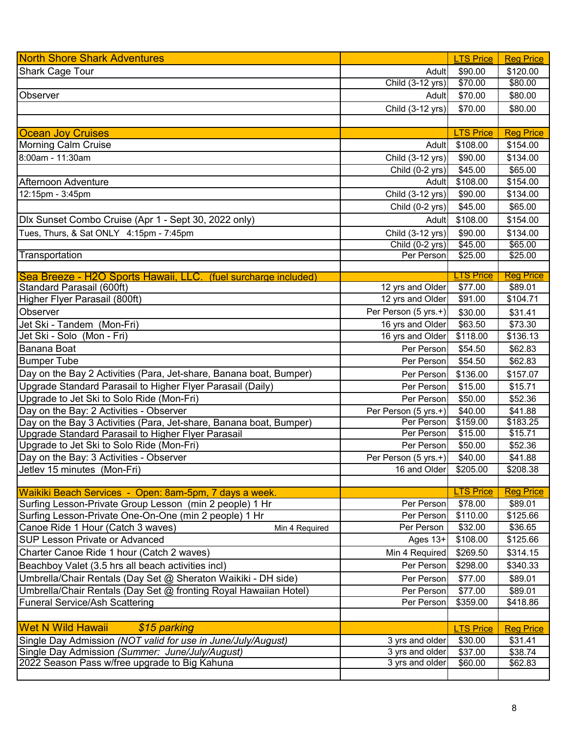| North Shore Shark Adventures | | LTS Price | Reg Price |
|---|---|---|---|
| Shark Cage Tour | Adult | $90.00 | $120.00 |
| | Child (3-12 yrs) | $70.00 | $80.00 |
| Observer | Adult | $70.00 | $80.00 |
| | Child (3-12 yrs) | $70.00 | $80.00 |
| | | | |
| **Ocean Joy Cruises** | | **LTS Price** | **Reg Price** |
| Morning Calm Cruise | Adult | $108.00 | $154.00 |
| 8:00am - 11:30am | Child (3-12 yrs) | $90.00 | $134.00 |
| | Child (0-2 yrs) | $45.00 | $65.00 |
| Afternoon Adventure | Adult | $108.00 | $154.00 |
| 12:15pm - 3:45pm | Child (3-12 yrs) | $90.00 | $134.00 |
| | Child (0-2 yrs) | $45.00 | $65.00 |
| Dlx Sunset Combo Cruise (Apr 1 - Sept 30, 2022 only) | Adult | $108.00 | $154.00 |
| Tues, Thurs, & Sat ONLY 4:15pm - 7:45pm | Child (3-12 yrs) | $90.00 | $134.00 |
| | Child (0-2 yrs) | $45.00 | $65.00 |
| Transportation | Per Person | $25.00 | $25.00 |
| | | | |
| **Sea Breeze - H2O Sports Hawaii, LLC. (fuel surcharge included)** | | **LTS Price** | **Reg Price** |
| Standard Parasail (600ft) | 12 yrs and Older | $77.00 | $89.01 |
| Higher Flyer Parasail (800ft) | 12 yrs and Older | $91.00 | $104.71 |
| Observer | Per Person (5 yrs.+) | $30.00 | $31.41 |
| Jet Ski - Tandem (Mon-Fri) | 16 yrs and Older | $63.50 | $73.30 |
| Jet Ski - Solo (Mon - Fri) | 16 yrs and Older | $118.00 | $136.13 |
| Banana Boat | Per Person | $54.50 | $62.83 |
| Bumper Tube | Per Person | $54.50 | $62.83 |
| Day on the Bay 2 Activities (Para, Jet-share, Banana boat, Bumper) | Per Person | $136.00 | $157.07 |
| Upgrade Standard Parasail to Higher Flyer Parasail (Daily) | Per Person | $15.00 | $15.71 |
| Upgrade to Jet Ski to Solo Ride (Mon-Fri) | Per Person | $50.00 | $52.36 |
| Day on the Bay: 2 Activities - Observer | Per Person (5 yrs.+) | $40.00 | $41.88 |
| Day on the Bay 3 Activities (Para, Jet-share, Banana boat, Bumper) | Per Person | $159.00 | $183.25 |
| Upgrade Standard Parasail to Higher Flyer Parasail | Per Person | $15.00 | $15.71 |
| Upgrade to Jet Ski to Solo Ride (Mon-Fri) | Per Person | $50.00 | $52.36 |
| Day on the Bay: 3 Activities - Observer | Per Person (5 yrs.+) | $40.00 | $41.88 |
| Jetlev 15 minutes (Mon-Fri) | 16 and Older | $205.00 | $208.38 |
| | | | |
| **Waikiki Beach Services - Open: 8am-5pm, 7 days a week.** | | **LTS Price** | **Reg Price** |
| Surfing Lesson-Private Group Lesson (min 2 people) 1 Hr | Per Person | $78.00 | $89.01 |
| Surfing Lesson-Private One-On-One (min 2 people) 1 Hr | Per Person | $110.00 | $125.66 |
| Canoe Ride 1 Hour (Catch 3 waves) Min 4 Required | Per Person | $32.00 | $36.65 |
| SUP Lesson Private or Advanced | Ages 13+ | $108.00 | $125.66 |
| Charter Canoe Ride 1 hour (Catch 2 waves) | Min 4 Required | $269.50 | $314.15 |
| Beachboy Valet (3.5 hrs all beach activities incl) | Per Person | $298.00 | $340.33 |
| Umbrella/Chair Rentals (Day Set @ Sheraton Waikiki - DH side) | Per Person | $77.00 | $89.01 |
| Umbrella/Chair Rentals (Day Set @ fronting Royal Hawaiian Hotel) | Per Person | $77.00 | $89.01 |
| Funeral Service/Ash Scattering | Per Person | $359.00 | $418.86 |
| | | | |
| **Wet N Wild Hawaii** *$15 parking* | | **LTS Price** | **Reg Price** |
| Single Day Admission *(NOT valid for use in June/July/August)* | 3 yrs and older | $30.00 | $31.41 |
| Single Day Admission *(Summer: June/July/August)* | 3 yrs and older | $37.00 | $38.74 |
| 2022 Season Pass w/free upgrade to Big Kahuna | 3 yrs and older | $60.00 | $62.83 |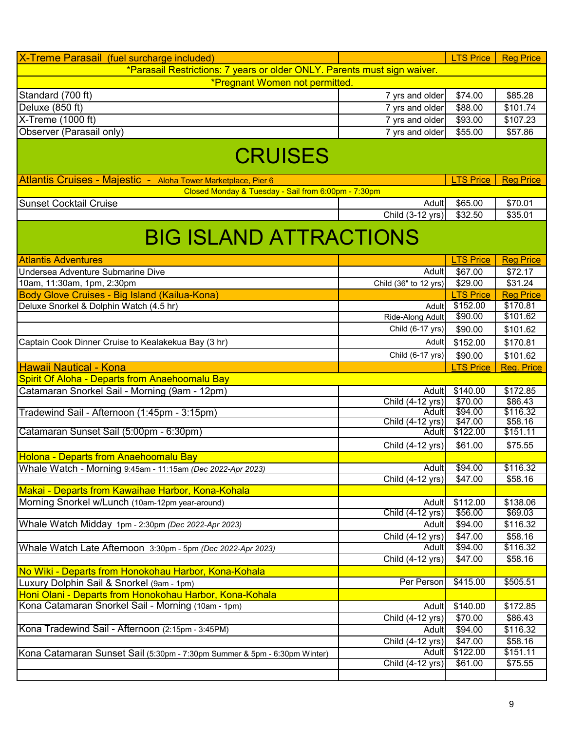| X-Treme Parasail (fuel surcharge included) | | LTS Price | Reg Price |
|---|---|---|---|
| *Parasail Restrictions: 7 years or older ONLY. Parents must sign waiver. | | | |
| *Pregnant Women not permitted. | | | |
| Standard (700 ft) | 7 yrs and older | $74.00 | $85.28 |
| Deluxe (850 ft) | 7 yrs and older | $88.00 | $101.74 |
| X-Treme (1000 ft) | 7 yrs and older | $93.00 | $107.23 |
| Observer (Parasail only) | 7 yrs and older | $55.00 | $57.86 |

# CRUISES

| Atlantis Cruises - Majestic - Aloha Tower Marketplace, Pier 6 | | LTS Price | Reg Price |
|---|---|---|---|
| Closed Monday & Tuesday - Sail from 6:00pm - 7:30pm | | | |
| Sunset Cocktail Cruise | Adult | $65.00 | $70.01 |
| | Child (3-12 yrs) | $32.50 | $35.01 |

# BIG ISLAND ATTRACTIONS

| Atlantis Adventures | | LTS Price | Reg Price |
|---|---|---|---|
| Undersea Adventure Submarine Dive | Adult | $67.00 | $72.17 |
| 10am, 11:30am, 1pm, 2:30pm | Child (36" to 12 yrs) | $29.00 | $31.24 |
| **Body Glove Cruises - Big Island (Kailua-Kona)** | | **LTS Price** | **Reg Price** |
| Deluxe Snorkel & Dolphin Watch (4.5 hr) | Adult | $152.00 | $170.81 |
| | Ride-Along Adult | $90.00 | $101.62 |
| | Child (6-17 yrs) | $90.00 | $101.62 |
| Captain Cook Dinner Cruise to Kealakekua Bay (3 hr) | Adult | $152.00 | $170.81 |
| | Child (6-17 yrs) | $90.00 | $101.62 |
| **Hawaii Nautical - Kona** | | **LTS Price** | **Reg. Price** |
| **Spirit Of Aloha - Departs from Anaehoomalu Bay** | | | |
| Catamaran Snorkel Sail - Morning (9am - 12pm) | Adult | $140.00 | $172.85 |
| | Child (4-12 yrs) | $70.00 | $86.43 |
| Tradewind Sail - Afternoon (1:45pm - 3:15pm) | Adult | $94.00 | $116.32 |
| | Child (4-12 yrs) | $47.00 | $58.16 |
| Catamaran Sunset Sail (5:00pm - 6:30pm) | Adult | $122.00 | $151.11 |
| | Child (4-12 yrs) | $61.00 | $75.55 |
| **Holona - Departs from Anaehoomalu Bay** | | | |
| Whale Watch - Morning 9:45am - 11:15am *(Dec 2022-Apr 2023)* | Adult | $94.00 | $116.32 |
| | Child (4-12 yrs) | $47.00 | $58.16 |
| **Makai - Departs from Kawaihae Harbor, Kona-Kohala** | | | |
| Morning Snorkel w/Lunch (10am-12pm year-around) | Adult | $112.00 | $138.06 |
| | Child (4-12 yrs) | $56.00 | $69.03 |
| Whale Watch Midday 1pm - 2:30pm *(Dec 2022-Apr 2023)* | Adult | $94.00 | $116.32 |
| | Child (4-12 yrs) | $47.00 | $58.16 |
| Whale Watch Late Afternoon 3:30pm - 5pm *(Dec 2022-Apr 2023)* | Adult | $94.00 | $116.32 |
| | Child (4-12 yrs) | $47.00 | $58.16 |
| **No Wiki - Departs from Honokohau Harbor, Kona-Kohala** | | | |
| Luxury Dolphin Sail & Snorkel (9am - 1pm) | Per Person | $415.00 | $505.51 |
| **Honi Olani - Departs from Honokohau Harbor, Kona-Kohala** | | | |
| Kona Catamaran Snorkel Sail - Morning (10am - 1pm) | Adult | $140.00 | $172.85 |
| | Child (4-12 yrs) | $70.00 | $86.43 |
| Kona Tradewind Sail - Afternoon (2:15pm - 3:45PM) | Adult | $94.00 | $116.32 |
| | Child (4-12 yrs) | $47.00 | $58.16 |
| Kona Catamaran Sunset Sail (5:30pm - 7:30pm Summer & 5pm - 6:30pm Winter) | Adult | $122.00 | $151.11 |
| | Child (4-12 yrs) | $61.00 | $75.55 |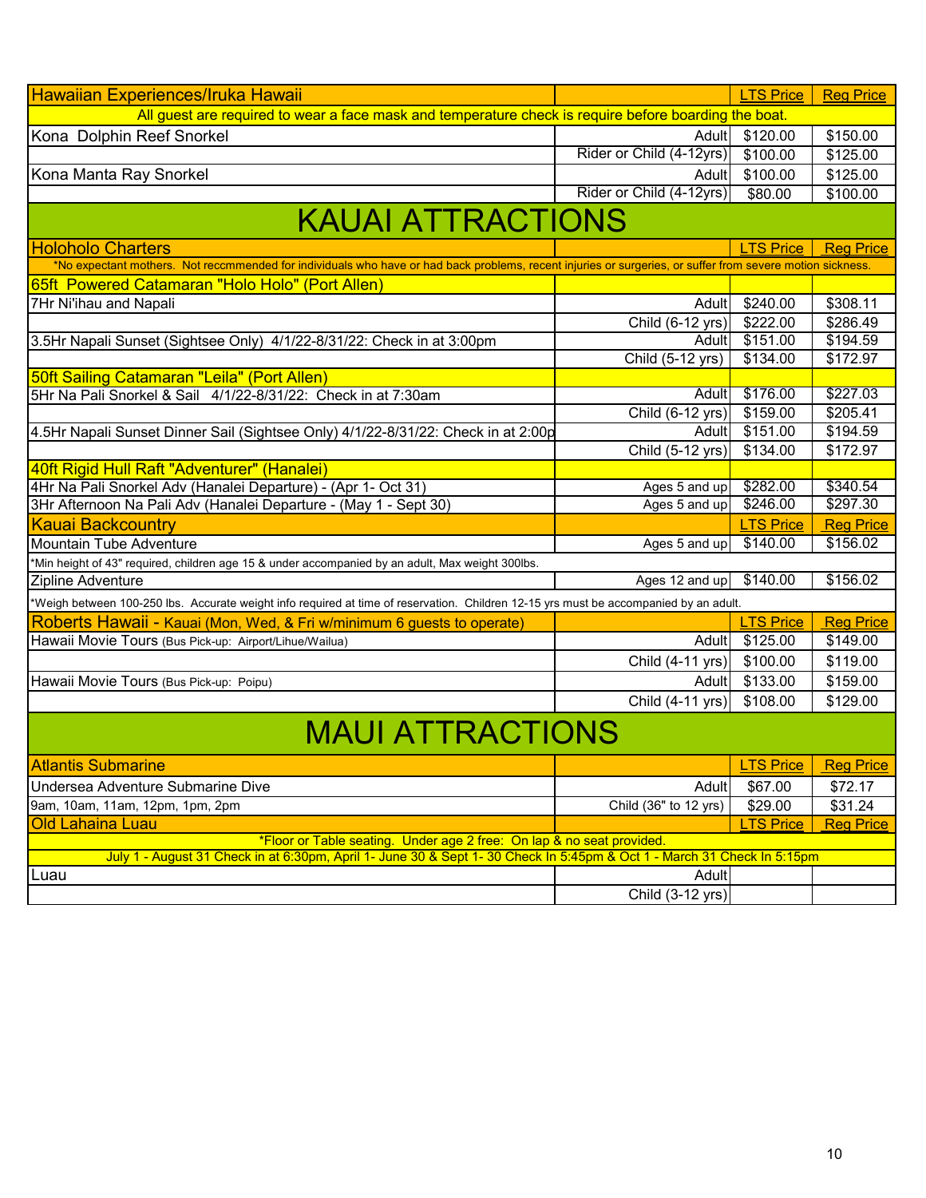| Hawaiian Experiences/Iruka Hawaii | | LTS Price | Reg Price |
|---|---|---|---|
| All guest are required to wear a face mask and temperature check is require before boarding the boat. | | | |
| Kona Dolphin Reef Snorkel | Adult | $120.00 | $150.00 |
| | Rider or Child (4-12yrs) | $100.00 | $125.00 |
| Kona Manta Ray Snorkel | Adult | $100.00 | $125.00 |
| | Rider or Child (4-12yrs) | $80.00 | $100.00 |

# KAUAI ATTRACTIONS

| Holoholo Charters | | LTS Price | Reg Price |
|---|---|---|---|
| *No expectant mothers. Not reccmmended for individuals who have or had back problems, recent injuries or surgeries, or suffer from severe motion sickness. | | | |
| 65ft Powered Catamaran "Holo Holo" (Port Allen) | | | |
| 7Hr Ni'ihau and Napali | Adult | $240.00 | $308.11 |
| | Child (6-12 yrs) | $222.00 | $286.49 |
| 3.5Hr Napali Sunset (Sightsee Only) 4/1/22-8/31/22: Check in at 3:00pm | Adult | $151.00 | $194.59 |
| | Child (5-12 yrs) | $134.00 | $172.97 |
| 50ft Sailing Catamaran "Leila" (Port Allen) | | | |
| 5Hr Na Pali Snorkel & Sail 4/1/22-8/31/22: Check in at 7:30am | Adult | $176.00 | $227.03 |
| | Child (6-12 yrs) | $159.00 | $205.41 |
| 4.5Hr Napali Sunset Dinner Sail (Sightsee Only) 4/1/22-8/31/22: Check in at 2:00p | Adult | $151.00 | $194.59 |
| | Child (5-12 yrs) | $134.00 | $172.97 |
| 40ft Rigid Hull Raft "Adventurer" (Hanalei) | | | |
| 4Hr Na Pali Snorkel Adv (Hanalei Departure) - (Apr 1- Oct 31) | Ages 5 and up | $282.00 | $340.54 |
| 3Hr Afternoon Na Pali Adv (Hanalei Departure - (May 1 - Sept 30) | Ages 5 and up | $246.00 | $297.30 |

| Kauai Backcountry | | LTS Price | Reg Price |
|---|---|---|---|
| Mountain Tube Adventure | Ages 5 and up | $140.00 | $156.02 |
| *Min height of 43" required, children age 15 & under accompanied by an adult, Max weight 300lbs. | | | |
| Zipline Adventure | Ages 12 and up | $140.00 | $156.02 |
| *Weigh between 100-250 lbs. Accurate weight info required at time of reservation. Children 12-15 yrs must be accompanied by an adult. | | | |

| Roberts Hawaii - Kauai (Mon, Wed, & Fri w/minimum 6 guests to operate) | | LTS Price | Reg Price |
|---|---|---|---|
| Hawaii Movie Tours (Bus Pick-up: Airport/Lihue/Wailua) | Adult | $125.00 | $149.00 |
| | Child (4-11 yrs) | $100.00 | $119.00 |
| Hawaii Movie Tours (Bus Pick-up: Poipu) | Adult | $133.00 | $159.00 |
| | Child (4-11 yrs) | $108.00 | $129.00 |

# MAUI ATTRACTIONS

| Atlantis Submarine | | LTS Price | Reg Price |
|---|---|---|---|
| Undersea Adventure Submarine Dive | Adult | $67.00 | $72.17 |
| 9am, 10am, 11am, 12pm, 1pm, 2pm | Child (36" to 12 yrs) | $29.00 | $31.24 |

| Old Lahaina Luau | | LTS Price | Reg Price |
|---|---|---|---|
| *Floor or Table seating. Under age 2 free: On lap & no seat provided. | | | |
| July 1 - August 31 Check in at 6:30pm, April 1- June 30 & Sept 1- 30 Check In 5:45pm & Oct 1 - March 31 Check In 5:15pm | | | |
| Luau | Adult | | |
| | Child (3-12 yrs) | | |